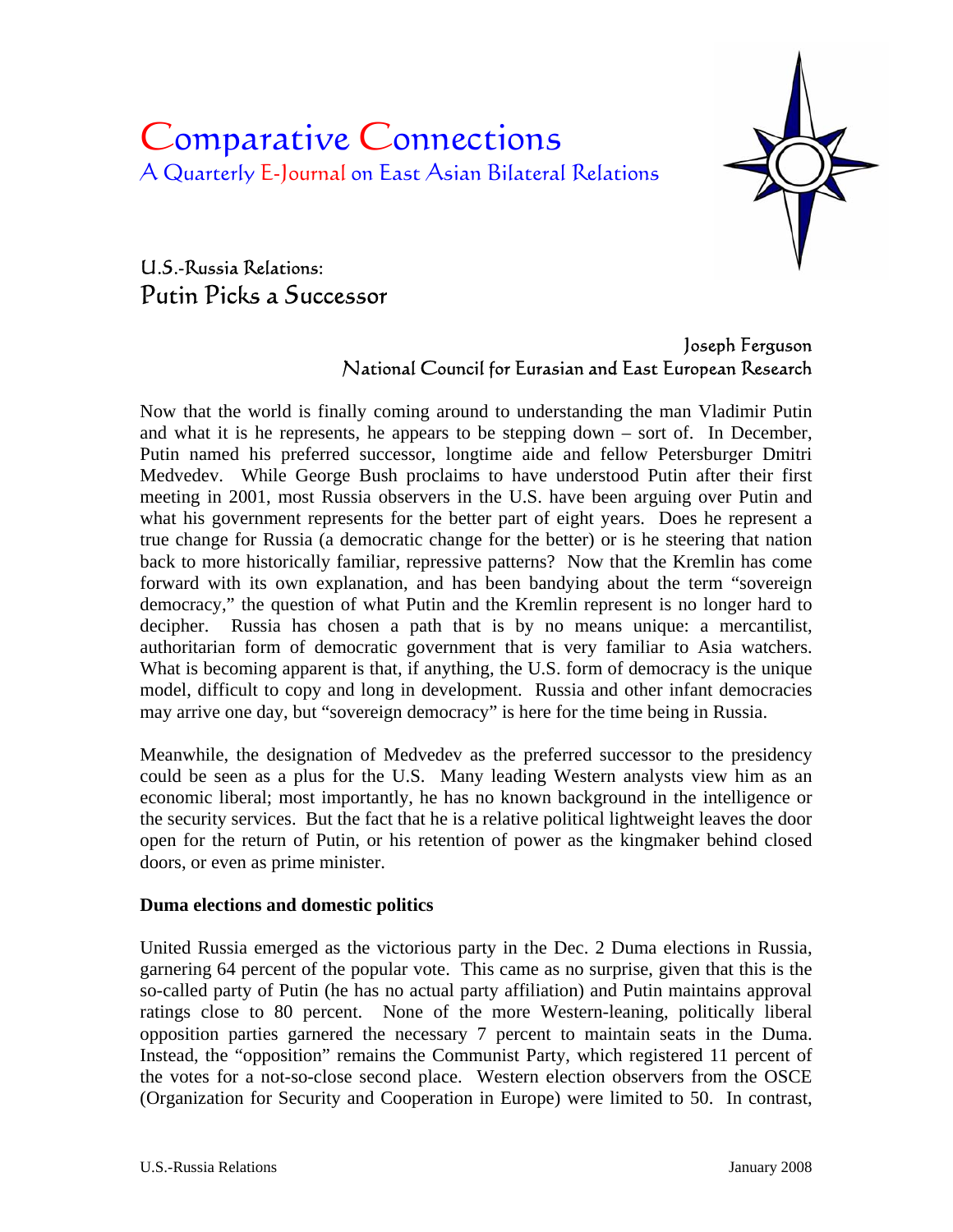# Comparative Connections

A Quarterly E-Journal on East Asian Bilateral Relations

## U.S.-Russia Relations:
## Putin Picks a Successor

Joseph Ferguson
National Council for Eurasian and East European Research

Now that the world is finally coming around to understanding the man Vladimir Putin and what it is he represents, he appears to be stepping down – sort of. In December, Putin named his preferred successor, longtime aide and fellow Petersburger Dmitri Medvedev. While George Bush proclaims to have understood Putin after their first meeting in 2001, most Russia observers in the U.S. have been arguing over Putin and what his government represents for the better part of eight years. Does he represent a true change for Russia (a democratic change for the better) or is he steering that nation back to more historically familiar, repressive patterns? Now that the Kremlin has come forward with its own explanation, and has been bandying about the term "sovereign democracy," the question of what Putin and the Kremlin represent is no longer hard to decipher. Russia has chosen a path that is by no means unique: a mercantilist, authoritarian form of democratic government that is very familiar to Asia watchers. What is becoming apparent is that, if anything, the U.S. form of democracy is the unique model, difficult to copy and long in development. Russia and other infant democracies may arrive one day, but "sovereign democracy" is here for the time being in Russia.

Meanwhile, the designation of Medvedev as the preferred successor to the presidency could be seen as a plus for the U.S. Many leading Western analysts view him as an economic liberal; most importantly, he has no known background in the intelligence or the security services. But the fact that he is a relative political lightweight leaves the door open for the return of Putin, or his retention of power as the kingmaker behind closed doors, or even as prime minister.

**Duma elections and domestic politics**

United Russia emerged as the victorious party in the Dec. 2 Duma elections in Russia, garnering 64 percent of the popular vote. This came as no surprise, given that this is the so-called party of Putin (he has no actual party affiliation) and Putin maintains approval ratings close to 80 percent. None of the more Western-leaning, politically liberal opposition parties garnered the necessary 7 percent to maintain seats in the Duma. Instead, the "opposition" remains the Communist Party, which registered 11 percent of the votes for a not-so-close second place. Western election observers from the OSCE (Organization for Security and Cooperation in Europe) were limited to 50. In contrast,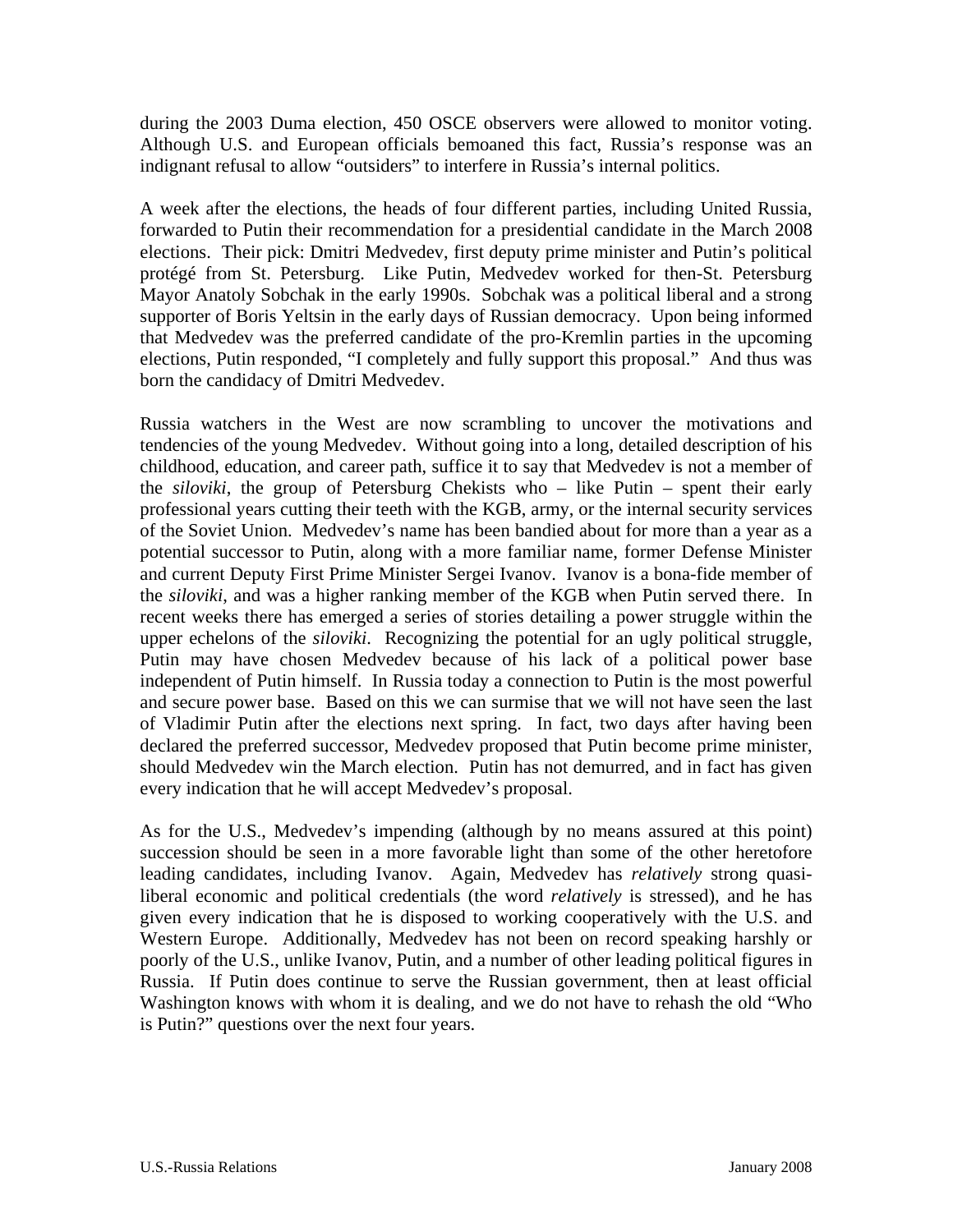during the 2003 Duma election, 450 OSCE observers were allowed to monitor voting. Although U.S. and European officials bemoaned this fact, Russia's response was an indignant refusal to allow "outsiders" to interfere in Russia's internal politics.

A week after the elections, the heads of four different parties, including United Russia, forwarded to Putin their recommendation for a presidential candidate in the March 2008 elections. Their pick: Dmitri Medvedev, first deputy prime minister and Putin's political protégé from St. Petersburg. Like Putin, Medvedev worked for then-St. Petersburg Mayor Anatoly Sobchak in the early 1990s. Sobchak was a political liberal and a strong supporter of Boris Yeltsin in the early days of Russian democracy. Upon being informed that Medvedev was the preferred candidate of the pro-Kremlin parties in the upcoming elections, Putin responded, "I completely and fully support this proposal." And thus was born the candidacy of Dmitri Medvedev.

Russia watchers in the West are now scrambling to uncover the motivations and tendencies of the young Medvedev. Without going into a long, detailed description of his childhood, education, and career path, suffice it to say that Medvedev is not a member of the *siloviki*, the group of Petersburg Chekists who – like Putin – spent their early professional years cutting their teeth with the KGB, army, or the internal security services of the Soviet Union. Medvedev's name has been bandied about for more than a year as a potential successor to Putin, along with a more familiar name, former Defense Minister and current Deputy First Prime Minister Sergei Ivanov. Ivanov is a bona-fide member of the *siloviki*, and was a higher ranking member of the KGB when Putin served there. In recent weeks there has emerged a series of stories detailing a power struggle within the upper echelons of the *siloviki*. Recognizing the potential for an ugly political struggle, Putin may have chosen Medvedev because of his lack of a political power base independent of Putin himself. In Russia today a connection to Putin is the most powerful and secure power base. Based on this we can surmise that we will not have seen the last of Vladimir Putin after the elections next spring. In fact, two days after having been declared the preferred successor, Medvedev proposed that Putin become prime minister, should Medvedev win the March election. Putin has not demurred, and in fact has given every indication that he will accept Medvedev's proposal.

As for the U.S., Medvedev's impending (although by no means assured at this point) succession should be seen in a more favorable light than some of the other heretofore leading candidates, including Ivanov. Again, Medvedev has *relatively* strong quasi-liberal economic and political credentials (the word *relatively* is stressed), and he has given every indication that he is disposed to working cooperatively with the U.S. and Western Europe. Additionally, Medvedev has not been on record speaking harshly or poorly of the U.S., unlike Ivanov, Putin, and a number of other leading political figures in Russia. If Putin does continue to serve the Russian government, then at least official Washington knows with whom it is dealing, and we do not have to rehash the old "Who is Putin?" questions over the next four years.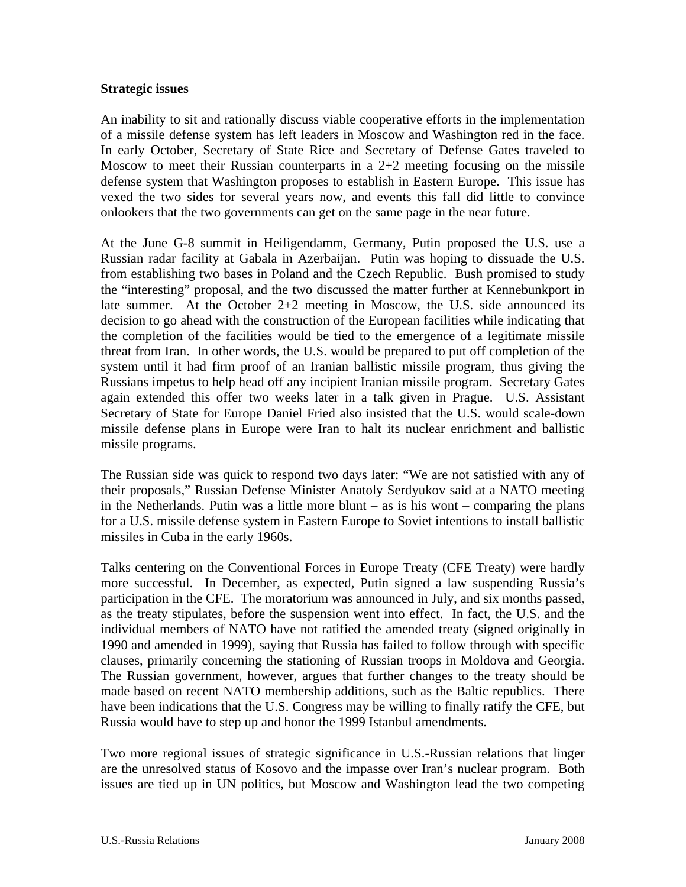**Strategic issues**

An inability to sit and rationally discuss viable cooperative efforts in the implementation of a missile defense system has left leaders in Moscow and Washington red in the face. In early October, Secretary of State Rice and Secretary of Defense Gates traveled to Moscow to meet their Russian counterparts in a 2+2 meeting focusing on the missile defense system that Washington proposes to establish in Eastern Europe. This issue has vexed the two sides for several years now, and events this fall did little to convince onlookers that the two governments can get on the same page in the near future.

At the June G-8 summit in Heiligendamm, Germany, Putin proposed the U.S. use a Russian radar facility at Gabala in Azerbaijan. Putin was hoping to dissuade the U.S. from establishing two bases in Poland and the Czech Republic. Bush promised to study the "interesting" proposal, and the two discussed the matter further at Kennebunkport in late summer. At the October 2+2 meeting in Moscow, the U.S. side announced its decision to go ahead with the construction of the European facilities while indicating that the completion of the facilities would be tied to the emergence of a legitimate missile threat from Iran. In other words, the U.S. would be prepared to put off completion of the system until it had firm proof of an Iranian ballistic missile program, thus giving the Russians impetus to help head off any incipient Iranian missile program. Secretary Gates again extended this offer two weeks later in a talk given in Prague. U.S. Assistant Secretary of State for Europe Daniel Fried also insisted that the U.S. would scale-down missile defense plans in Europe were Iran to halt its nuclear enrichment and ballistic missile programs.

The Russian side was quick to respond two days later: "We are not satisfied with any of their proposals," Russian Defense Minister Anatoly Serdyukov said at a NATO meeting in the Netherlands. Putin was a little more blunt – as is his wont – comparing the plans for a U.S. missile defense system in Eastern Europe to Soviet intentions to install ballistic missiles in Cuba in the early 1960s.

Talks centering on the Conventional Forces in Europe Treaty (CFE Treaty) were hardly more successful. In December, as expected, Putin signed a law suspending Russia's participation in the CFE. The moratorium was announced in July, and six months passed, as the treaty stipulates, before the suspension went into effect. In fact, the U.S. and the individual members of NATO have not ratified the amended treaty (signed originally in 1990 and amended in 1999), saying that Russia has failed to follow through with specific clauses, primarily concerning the stationing of Russian troops in Moldova and Georgia. The Russian government, however, argues that further changes to the treaty should be made based on recent NATO membership additions, such as the Baltic republics. There have been indications that the U.S. Congress may be willing to finally ratify the CFE, but Russia would have to step up and honor the 1999 Istanbul amendments.

Two more regional issues of strategic significance in U.S.-Russian relations that linger are the unresolved status of Kosovo and the impasse over Iran's nuclear program. Both issues are tied up in UN politics, but Moscow and Washington lead the two competing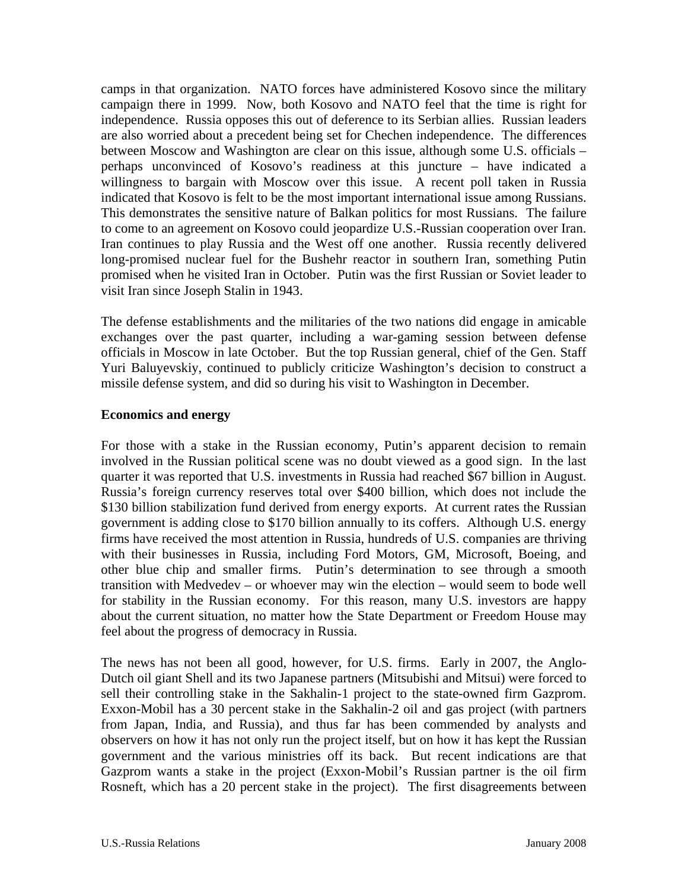camps in that organization. NATO forces have administered Kosovo since the military campaign there in 1999. Now, both Kosovo and NATO feel that the time is right for independence. Russia opposes this out of deference to its Serbian allies. Russian leaders are also worried about a precedent being set for Chechen independence. The differences between Moscow and Washington are clear on this issue, although some U.S. officials – perhaps unconvinced of Kosovo's readiness at this juncture – have indicated a willingness to bargain with Moscow over this issue. A recent poll taken in Russia indicated that Kosovo is felt to be the most important international issue among Russians. This demonstrates the sensitive nature of Balkan politics for most Russians. The failure to come to an agreement on Kosovo could jeopardize U.S.-Russian cooperation over Iran. Iran continues to play Russia and the West off one another. Russia recently delivered long-promised nuclear fuel for the Bushehr reactor in southern Iran, something Putin promised when he visited Iran in October. Putin was the first Russian or Soviet leader to visit Iran since Joseph Stalin in 1943.

The defense establishments and the militaries of the two nations did engage in amicable exchanges over the past quarter, including a war-gaming session between defense officials in Moscow in late October. But the top Russian general, chief of the Gen. Staff Yuri Baluyevskiy, continued to publicly criticize Washington's decision to construct a missile defense system, and did so during his visit to Washington in December.

**Economics and energy**

For those with a stake in the Russian economy, Putin's apparent decision to remain involved in the Russian political scene was no doubt viewed as a good sign. In the last quarter it was reported that U.S. investments in Russia had reached $67 billion in August. Russia's foreign currency reserves total over $400 billion, which does not include the $130 billion stabilization fund derived from energy exports. At current rates the Russian government is adding close to $170 billion annually to its coffers. Although U.S. energy firms have received the most attention in Russia, hundreds of U.S. companies are thriving with their businesses in Russia, including Ford Motors, GM, Microsoft, Boeing, and other blue chip and smaller firms. Putin's determination to see through a smooth transition with Medvedev – or whoever may win the election – would seem to bode well for stability in the Russian economy. For this reason, many U.S. investors are happy about the current situation, no matter how the State Department or Freedom House may feel about the progress of democracy in Russia.

The news has not been all good, however, for U.S. firms. Early in 2007, the Anglo-Dutch oil giant Shell and its two Japanese partners (Mitsubishi and Mitsui) were forced to sell their controlling stake in the Sakhalin-1 project to the state-owned firm Gazprom. Exxon-Mobil has a 30 percent stake in the Sakhalin-2 oil and gas project (with partners from Japan, India, and Russia), and thus far has been commended by analysts and observers on how it has not only run the project itself, but on how it has kept the Russian government and the various ministries off its back. But recent indications are that Gazprom wants a stake in the project (Exxon-Mobil's Russian partner is the oil firm Rosneft, which has a 20 percent stake in the project). The first disagreements between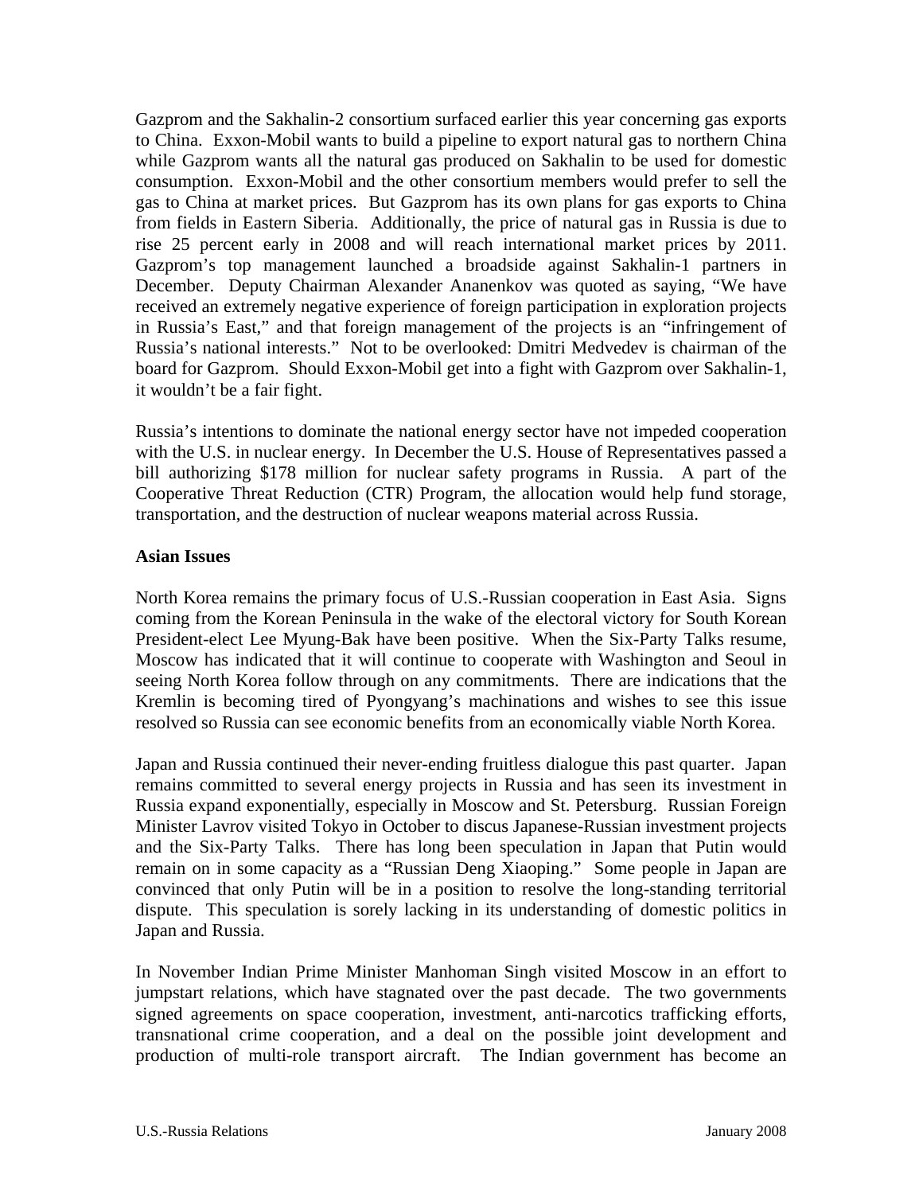Gazprom and the Sakhalin-2 consortium surfaced earlier this year concerning gas exports to China. Exxon-Mobil wants to build a pipeline to export natural gas to northern China while Gazprom wants all the natural gas produced on Sakhalin to be used for domestic consumption. Exxon-Mobil and the other consortium members would prefer to sell the gas to China at market prices. But Gazprom has its own plans for gas exports to China from fields in Eastern Siberia. Additionally, the price of natural gas in Russia is due to rise 25 percent early in 2008 and will reach international market prices by 2011. Gazprom's top management launched a broadside against Sakhalin-1 partners in December. Deputy Chairman Alexander Ananenkov was quoted as saying, "We have received an extremely negative experience of foreign participation in exploration projects in Russia's East," and that foreign management of the projects is an "infringement of Russia's national interests." Not to be overlooked: Dmitri Medvedev is chairman of the board for Gazprom. Should Exxon-Mobil get into a fight with Gazprom over Sakhalin-1, it wouldn't be a fair fight.

Russia's intentions to dominate the national energy sector have not impeded cooperation with the U.S. in nuclear energy. In December the U.S. House of Representatives passed a bill authorizing $178 million for nuclear safety programs in Russia. A part of the Cooperative Threat Reduction (CTR) Program, the allocation would help fund storage, transportation, and the destruction of nuclear weapons material across Russia.

**Asian Issues**

North Korea remains the primary focus of U.S.-Russian cooperation in East Asia. Signs coming from the Korean Peninsula in the wake of the electoral victory for South Korean President-elect Lee Myung-Bak have been positive. When the Six-Party Talks resume, Moscow has indicated that it will continue to cooperate with Washington and Seoul in seeing North Korea follow through on any commitments. There are indications that the Kremlin is becoming tired of Pyongyang's machinations and wishes to see this issue resolved so Russia can see economic benefits from an economically viable North Korea.

Japan and Russia continued their never-ending fruitless dialogue this past quarter. Japan remains committed to several energy projects in Russia and has seen its investment in Russia expand exponentially, especially in Moscow and St. Petersburg. Russian Foreign Minister Lavrov visited Tokyo in October to discus Japanese-Russian investment projects and the Six-Party Talks. There has long been speculation in Japan that Putin would remain on in some capacity as a "Russian Deng Xiaoping." Some people in Japan are convinced that only Putin will be in a position to resolve the long-standing territorial dispute. This speculation is sorely lacking in its understanding of domestic politics in Japan and Russia.

In November Indian Prime Minister Manhoman Singh visited Moscow in an effort to jumpstart relations, which have stagnated over the past decade. The two governments signed agreements on space cooperation, investment, anti-narcotics trafficking efforts, transnational crime cooperation, and a deal on the possible joint development and production of multi-role transport aircraft. The Indian government has become an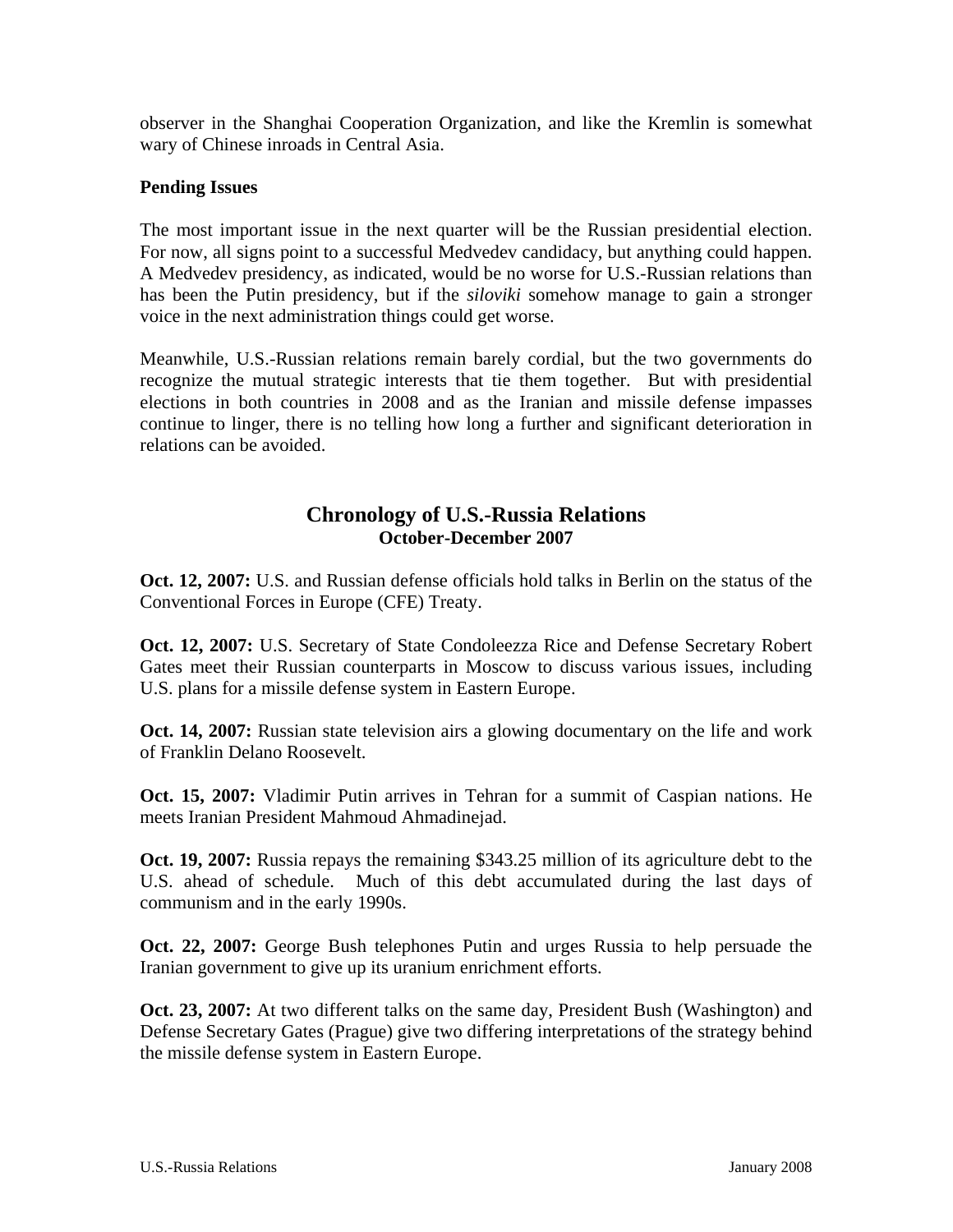observer in the Shanghai Cooperation Organization, and like the Kremlin is somewhat wary of Chinese inroads in Central Asia.

**Pending Issues**

The most important issue in the next quarter will be the Russian presidential election. For now, all signs point to a successful Medvedev candidacy, but anything could happen. A Medvedev presidency, as indicated, would be no worse for U.S.-Russian relations than has been the Putin presidency, but if the *siloviki* somehow manage to gain a stronger voice in the next administration things could get worse.

Meanwhile, U.S.-Russian relations remain barely cordial, but the two governments do recognize the mutual strategic interests that tie them together. But with presidential elections in both countries in 2008 and as the Iranian and missile defense impasses continue to linger, there is no telling how long a further and significant deterioration in relations can be avoided.

## Chronology of U.S.-Russia Relations
### October-December 2007

**Oct. 12, 2007:** U.S. and Russian defense officials hold talks in Berlin on the status of the Conventional Forces in Europe (CFE) Treaty.

**Oct. 12, 2007:** U.S. Secretary of State Condoleezza Rice and Defense Secretary Robert Gates meet their Russian counterparts in Moscow to discuss various issues, including U.S. plans for a missile defense system in Eastern Europe.

**Oct. 14, 2007:** Russian state television airs a glowing documentary on the life and work of Franklin Delano Roosevelt.

**Oct. 15, 2007:** Vladimir Putin arrives in Tehran for a summit of Caspian nations. He meets Iranian President Mahmoud Ahmadinejad.

**Oct. 19, 2007:** Russia repays the remaining $343.25 million of its agriculture debt to the U.S. ahead of schedule. Much of this debt accumulated during the last days of communism and in the early 1990s.

**Oct. 22, 2007:** George Bush telephones Putin and urges Russia to help persuade the Iranian government to give up its uranium enrichment efforts.

**Oct. 23, 2007:** At two different talks on the same day, President Bush (Washington) and Defense Secretary Gates (Prague) give two differing interpretations of the strategy behind the missile defense system in Eastern Europe.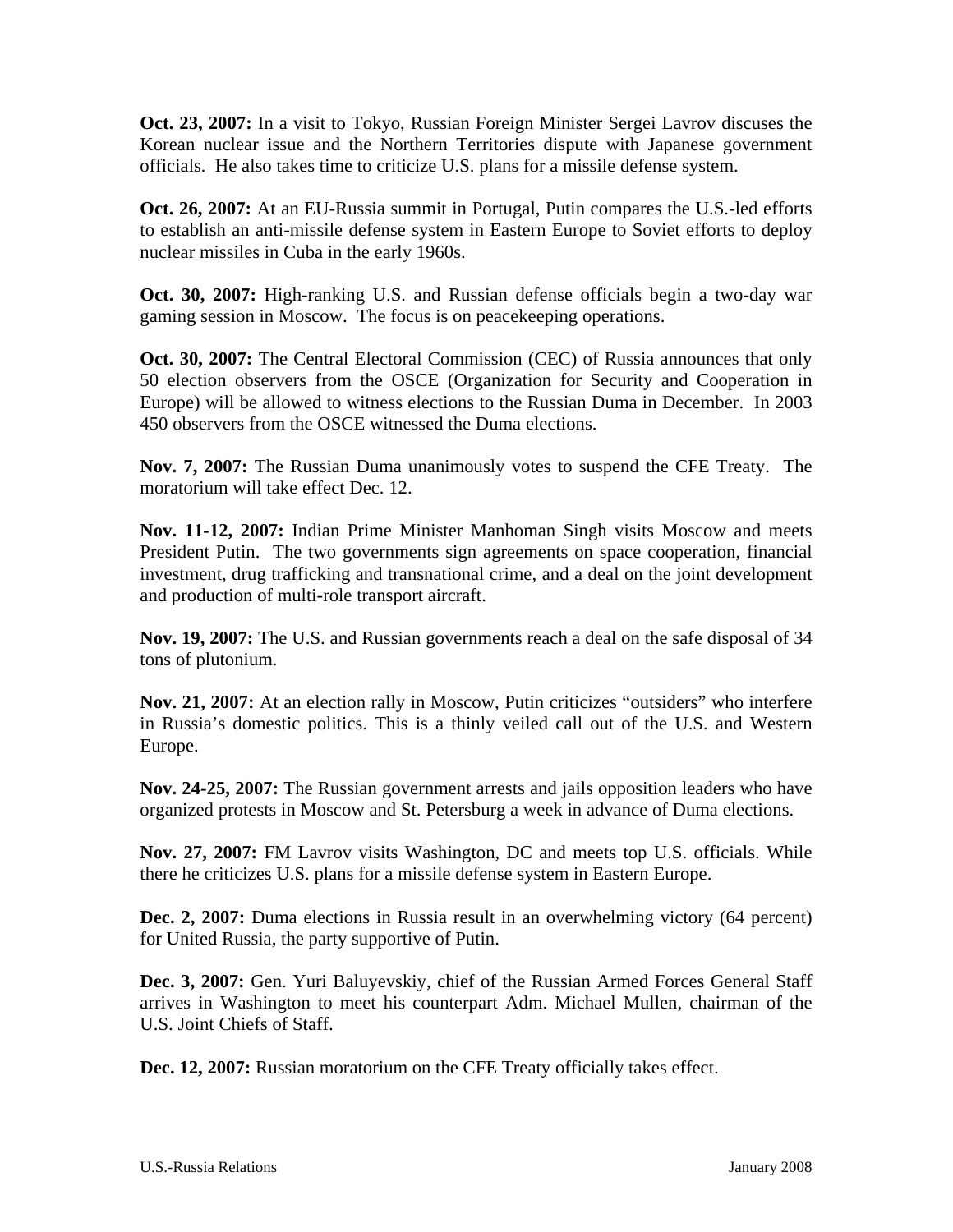**Oct. 23, 2007:** In a visit to Tokyo, Russian Foreign Minister Sergei Lavrov discuses the Korean nuclear issue and the Northern Territories dispute with Japanese government officials. He also takes time to criticize U.S. plans for a missile defense system.

**Oct. 26, 2007:** At an EU-Russia summit in Portugal, Putin compares the U.S.-led efforts to establish an anti-missile defense system in Eastern Europe to Soviet efforts to deploy nuclear missiles in Cuba in the early 1960s.

**Oct. 30, 2007:** High-ranking U.S. and Russian defense officials begin a two-day war gaming session in Moscow. The focus is on peacekeeping operations.

**Oct. 30, 2007:** The Central Electoral Commission (CEC) of Russia announces that only 50 election observers from the OSCE (Organization for Security and Cooperation in Europe) will be allowed to witness elections to the Russian Duma in December. In 2003 450 observers from the OSCE witnessed the Duma elections.

**Nov. 7, 2007:** The Russian Duma unanimously votes to suspend the CFE Treaty. The moratorium will take effect Dec. 12.

**Nov. 11-12, 2007:** Indian Prime Minister Manhoman Singh visits Moscow and meets President Putin. The two governments sign agreements on space cooperation, financial investment, drug trafficking and transnational crime, and a deal on the joint development and production of multi-role transport aircraft.

**Nov. 19, 2007:** The U.S. and Russian governments reach a deal on the safe disposal of 34 tons of plutonium.

**Nov. 21, 2007:** At an election rally in Moscow, Putin criticizes "outsiders" who interfere in Russia's domestic politics. This is a thinly veiled call out of the U.S. and Western Europe.

**Nov. 24-25, 2007:** The Russian government arrests and jails opposition leaders who have organized protests in Moscow and St. Petersburg a week in advance of Duma elections.

**Nov. 27, 2007:** FM Lavrov visits Washington, DC and meets top U.S. officials. While there he criticizes U.S. plans for a missile defense system in Eastern Europe.

**Dec. 2, 2007:** Duma elections in Russia result in an overwhelming victory (64 percent) for United Russia, the party supportive of Putin.

**Dec. 3, 2007:** Gen. Yuri Baluyevskiy, chief of the Russian Armed Forces General Staff arrives in Washington to meet his counterpart Adm. Michael Mullen, chairman of the U.S. Joint Chiefs of Staff.

**Dec. 12, 2007:** Russian moratorium on the CFE Treaty officially takes effect.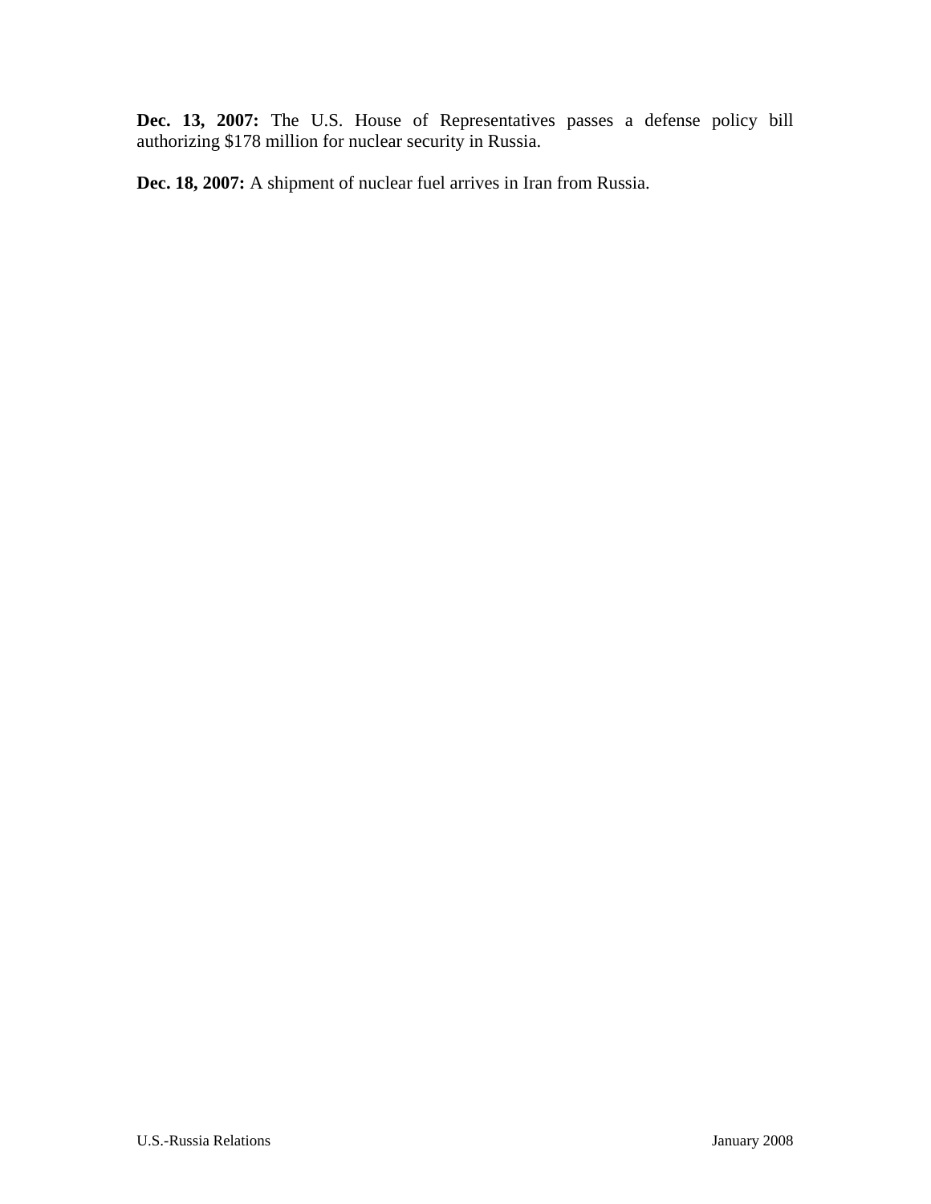**Dec. 13, 2007:** The U.S. House of Representatives passes a defense policy bill authorizing $178 million for nuclear security in Russia.

**Dec. 18, 2007:** A shipment of nuclear fuel arrives in Iran from Russia.